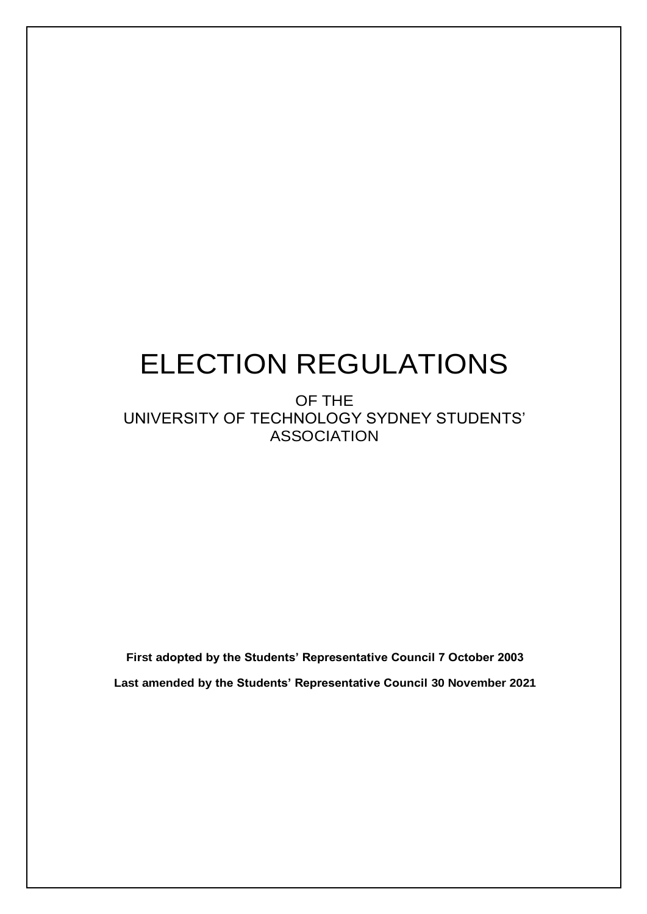# ELECTION REGULATIONS

OF THE
UNIVERSITY OF TECHNOLOGY SYDNEY STUDENTS' ASSOCIATION

**First adopted by the Students' Representative Council 7 October 2003**

**Last amended by the Students' Representative Council 30 November 2021**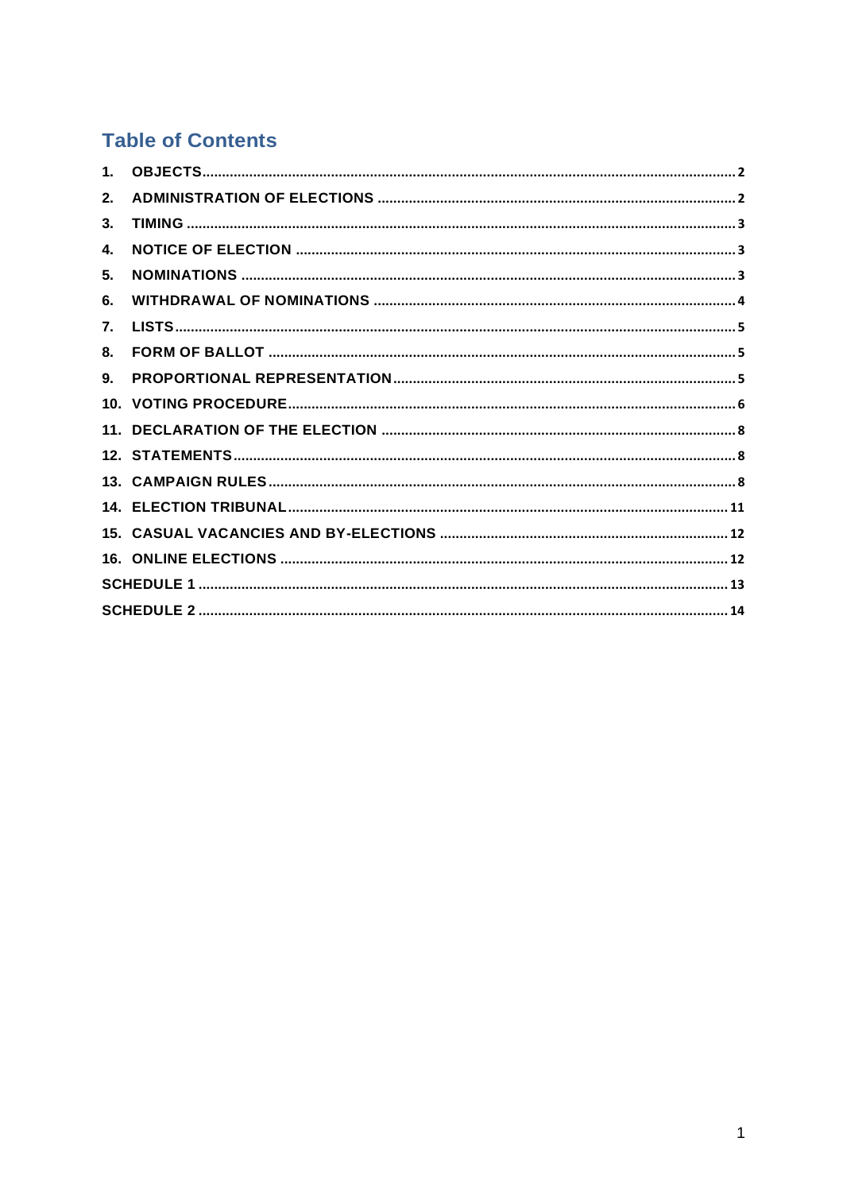# Table of Contents

1. OBJECTS ........ 2
2. ADMINISTRATION OF ELECTIONS ........ 2
3. TIMING ........ 3
4. NOTICE OF ELECTION ........ 3
5. NOMINATIONS ........ 3
6. WITHDRAWAL OF NOMINATIONS ........ 4
7. LISTS ........ 5
8. FORM OF BALLOT ........ 5
9. PROPORTIONAL REPRESENTATION ........ 5
10. VOTING PROCEDURE ........ 6
11. DECLARATION OF THE ELECTION ........ 8
12. STATEMENTS ........ 8
13. CAMPAIGN RULES ........ 8
14. ELECTION TRIBUNAL ........ 11
15. CASUAL VACANCIES AND BY-ELECTIONS ........ 12
16. ONLINE ELECTIONS ........ 12

SCHEDULE 1 ........ 13

SCHEDULE 2 ........ 14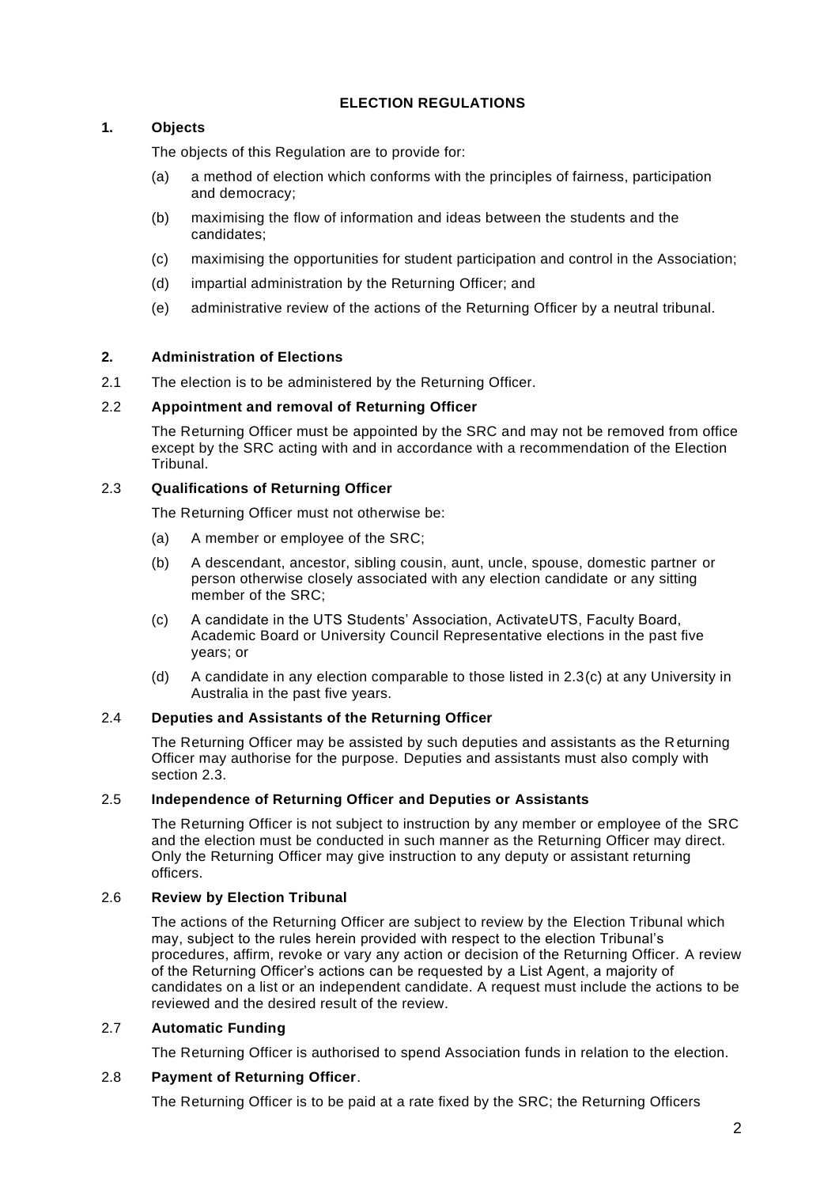# ELECTION REGULATIONS

## 1. Objects

The objects of this Regulation are to provide for:

(a) a method of election which conforms with the principles of fairness, participation and democracy;

(b) maximising the flow of information and ideas between the students and the candidates;

(c) maximising the opportunities for student participation and control in the Association;

(d) impartial administration by the Returning Officer; and

(e) administrative review of the actions of the Returning Officer by a neutral tribunal.

## 2. Administration of Elections

2.1 The election is to be administered by the Returning Officer.

### 2.2 Appointment and removal of Returning Officer

The Returning Officer must be appointed by the SRC and may not be removed from office except by the SRC acting with and in accordance with a recommendation of the Election Tribunal.

### 2.3 Qualifications of Returning Officer

The Returning Officer must not otherwise be:

(a) A member or employee of the SRC;

(b) A descendant, ancestor, sibling cousin, aunt, uncle, spouse, domestic partner or person otherwise closely associated with any election candidate or any sitting member of the SRC;

(c) A candidate in the UTS Students' Association, ActivateUTS, Faculty Board, Academic Board or University Council Representative elections in the past five years; or

(d) A candidate in any election comparable to those listed in 2.3(c) at any University in Australia in the past five years.

### 2.4 Deputies and Assistants of the Returning Officer

The Returning Officer may be assisted by such deputies and assistants as the Returning Officer may authorise for the purpose. Deputies and assistants must also comply with section 2.3.

### 2.5 Independence of Returning Officer and Deputies or Assistants

The Returning Officer is not subject to instruction by any member or employee of the SRC and the election must be conducted in such manner as the Returning Officer may direct. Only the Returning Officer may give instruction to any deputy or assistant returning officers.

### 2.6 Review by Election Tribunal

The actions of the Returning Officer are subject to review by the Election Tribunal which may, subject to the rules herein provided with respect to the election Tribunal's procedures, affirm, revoke or vary any action or decision of the Returning Officer. A review of the Returning Officer's actions can be requested by a List Agent, a majority of candidates on a list or an independent candidate. A request must include the actions to be reviewed and the desired result of the review.

### 2.7 Automatic Funding

The Returning Officer is authorised to spend Association funds in relation to the election.

### 2.8 Payment of Returning Officer.

The Returning Officer is to be paid at a rate fixed by the SRC; the Returning Officers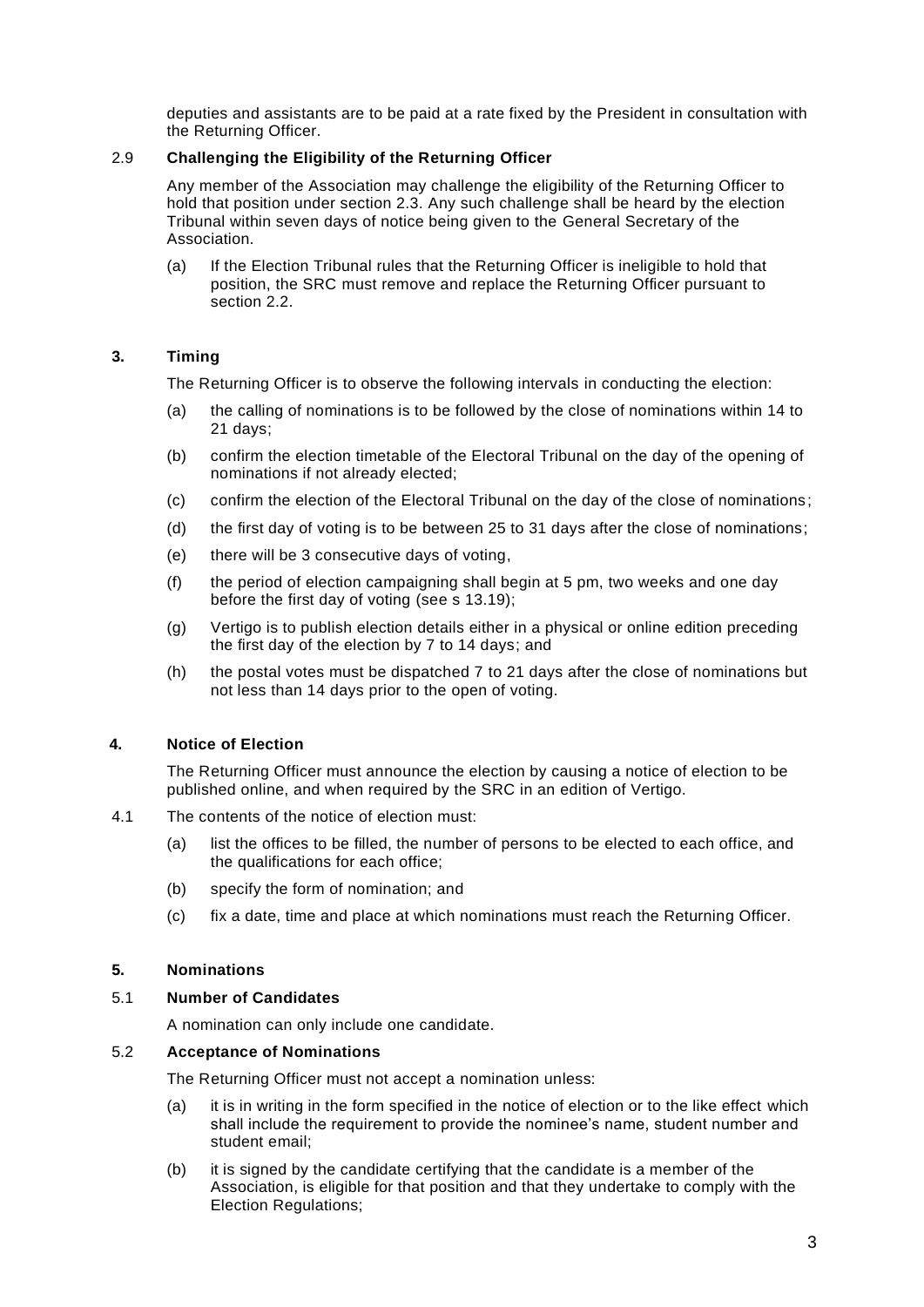deputies and assistants are to be paid at a rate fixed by the President in consultation with the Returning Officer.

### 2.9 Challenging the Eligibility of the Returning Officer

Any member of the Association may challenge the eligibility of the Returning Officer to hold that position under section 2.3. Any such challenge shall be heard by the election Tribunal within seven days of notice being given to the General Secretary of the Association.

(a) If the Election Tribunal rules that the Returning Officer is ineligible to hold that position, the SRC must remove and replace the Returning Officer pursuant to section 2.2.

## 3. Timing

The Returning Officer is to observe the following intervals in conducting the election:

(a) the calling of nominations is to be followed by the close of nominations within 14 to 21 days;

(b) confirm the election timetable of the Electoral Tribunal on the day of the opening of nominations if not already elected;

(c) confirm the election of the Electoral Tribunal on the day of the close of nominations;

(d) the first day of voting is to be between 25 to 31 days after the close of nominations;

(e) there will be 3 consecutive days of voting,

(f) the period of election campaigning shall begin at 5 pm, two weeks and one day before the first day of voting (see s 13.19);

(g) Vertigo is to publish election details either in a physical or online edition preceding the first day of the election by 7 to 14 days; and

(h) the postal votes must be dispatched 7 to 21 days after the close of nominations but not less than 14 days prior to the open of voting.

## 4. Notice of Election

The Returning Officer must announce the election by causing a notice of election to be published online, and when required by the SRC in an edition of Vertigo.

4.1 The contents of the notice of election must:

(a) list the offices to be filled, the number of persons to be elected to each office, and the qualifications for each office;

(b) specify the form of nomination; and

(c) fix a date, time and place at which nominations must reach the Returning Officer.

## 5. Nominations

### 5.1 Number of Candidates

A nomination can only include one candidate.

### 5.2 Acceptance of Nominations

The Returning Officer must not accept a nomination unless:

(a) it is in writing in the form specified in the notice of election or to the like effect which shall include the requirement to provide the nominee's name, student number and student email;

(b) it is signed by the candidate certifying that the candidate is a member of the Association, is eligible for that position and that they undertake to comply with the Election Regulations;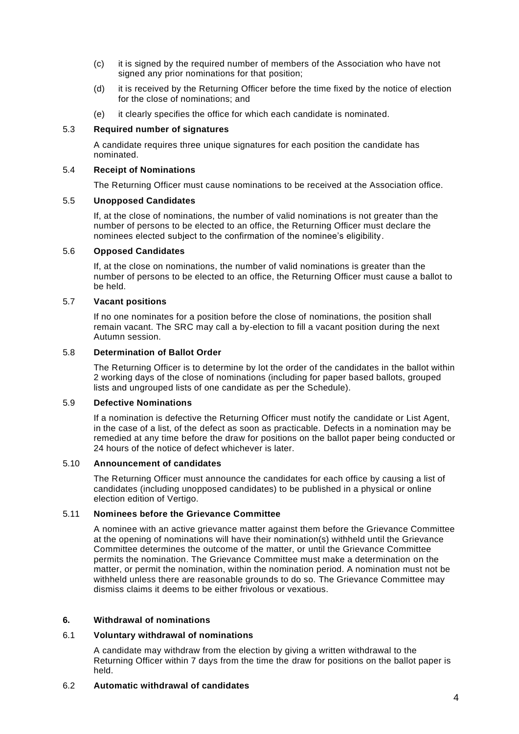(c) it is signed by the required number of members of the Association who have not signed any prior nominations for that position;

(d) it is received by the Returning Officer before the time fixed by the notice of election for the close of nominations; and

(e) it clearly specifies the office for which each candidate is nominated.

### 5.3 Required number of signatures

A candidate requires three unique signatures for each position the candidate has nominated.

### 5.4 Receipt of Nominations

The Returning Officer must cause nominations to be received at the Association office.

### 5.5 Unopposed Candidates

If, at the close of nominations, the number of valid nominations is not greater than the number of persons to be elected to an office, the Returning Officer must declare the nominees elected subject to the confirmation of the nominee's eligibility.

### 5.6 Opposed Candidates

If, at the close on nominations, the number of valid nominations is greater than the number of persons to be elected to an office, the Returning Officer must cause a ballot to be held.

### 5.7 Vacant positions

If no one nominates for a position before the close of nominations, the position shall remain vacant. The SRC may call a by-election to fill a vacant position during the next Autumn session.

### 5.8 Determination of Ballot Order

The Returning Officer is to determine by lot the order of the candidates in the ballot within 2 working days of the close of nominations (including for paper based ballots, grouped lists and ungrouped lists of one candidate as per the Schedule).

### 5.9 Defective Nominations

If a nomination is defective the Returning Officer must notify the candidate or List Agent, in the case of a list, of the defect as soon as practicable. Defects in a nomination may be remedied at any time before the draw for positions on the ballot paper being conducted or 24 hours of the notice of defect whichever is later.

### 5.10 Announcement of candidates

The Returning Officer must announce the candidates for each office by causing a list of candidates (including unopposed candidates) to be published in a physical or online election edition of Vertigo.

### 5.11 Nominees before the Grievance Committee

A nominee with an active grievance matter against them before the Grievance Committee at the opening of nominations will have their nomination(s) withheld until the Grievance Committee determines the outcome of the matter, or until the Grievance Committee permits the nomination. The Grievance Committee must make a determination on the matter, or permit the nomination, within the nomination period. A nomination must not be withheld unless there are reasonable grounds to do so. The Grievance Committee may dismiss claims it deems to be either frivolous or vexatious.

## 6. Withdrawal of nominations

### 6.1 Voluntary withdrawal of nominations

A candidate may withdraw from the election by giving a written withdrawal to the Returning Officer within 7 days from the time the draw for positions on the ballot paper is held.

### 6.2 Automatic withdrawal of candidates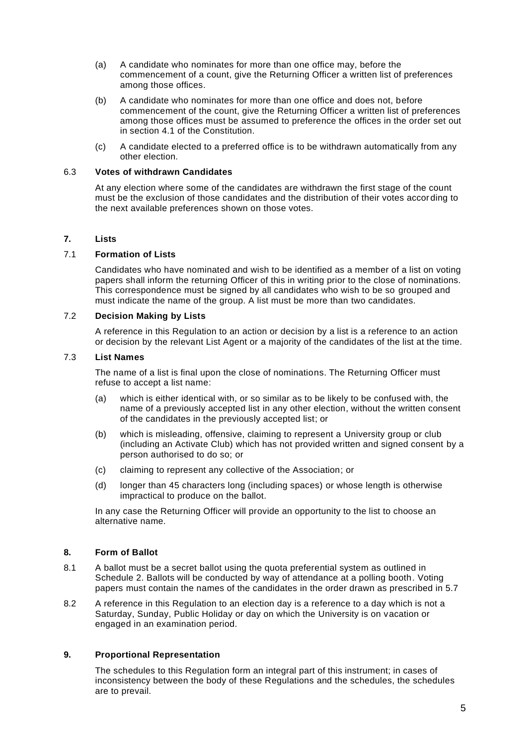(a) A candidate who nominates for more than one office may, before the commencement of a count, give the Returning Officer a written list of preferences among those offices.

(b) A candidate who nominates for more than one office and does not, before commencement of the count, give the Returning Officer a written list of preferences among those offices must be assumed to preference the offices in the order set out in section 4.1 of the Constitution.

(c) A candidate elected to a preferred office is to be withdrawn automatically from any other election.

6.3 **Votes of withdrawn Candidates**

At any election where some of the candidates are withdrawn the first stage of the count must be the exclusion of those candidates and the distribution of their votes according to the next available preferences shown on those votes.

## 7. Lists

7.1 **Formation of Lists**

Candidates who have nominated and wish to be identified as a member of a list on voting papers shall inform the returning Officer of this in writing prior to the close of nominations. This correspondence must be signed by all candidates who wish to be so grouped and must indicate the name of the group. A list must be more than two candidates.

7.2 **Decision Making by Lists**

A reference in this Regulation to an action or decision by a list is a reference to an action or decision by the relevant List Agent or a majority of the candidates of the list at the time.

7.3 **List Names**

The name of a list is final upon the close of nominations. The Returning Officer must refuse to accept a list name:

(a) which is either identical with, or so similar as to be likely to be confused with, the name of a previously accepted list in any other election, without the written consent of the candidates in the previously accepted list; or

(b) which is misleading, offensive, claiming to represent a University group or club (including an Activate Club) which has not provided written and signed consent by a person authorised to do so; or

(c) claiming to represent any collective of the Association; or

(d) longer than 45 characters long (including spaces) or whose length is otherwise impractical to produce on the ballot.

In any case the Returning Officer will provide an opportunity to the list to choose an alternative name.

## 8. Form of Ballot

8.1 A ballot must be a secret ballot using the quota preferential system as outlined in Schedule 2. Ballots will be conducted by way of attendance at a polling booth. Voting papers must contain the names of the candidates in the order drawn as prescribed in 5.7

8.2 A reference in this Regulation to an election day is a reference to a day which is not a Saturday, Sunday, Public Holiday or day on which the University is on vacation or engaged in an examination period.

## 9. Proportional Representation

The schedules to this Regulation form an integral part of this instrument; in cases of inconsistency between the body of these Regulations and the schedules, the schedules are to prevail.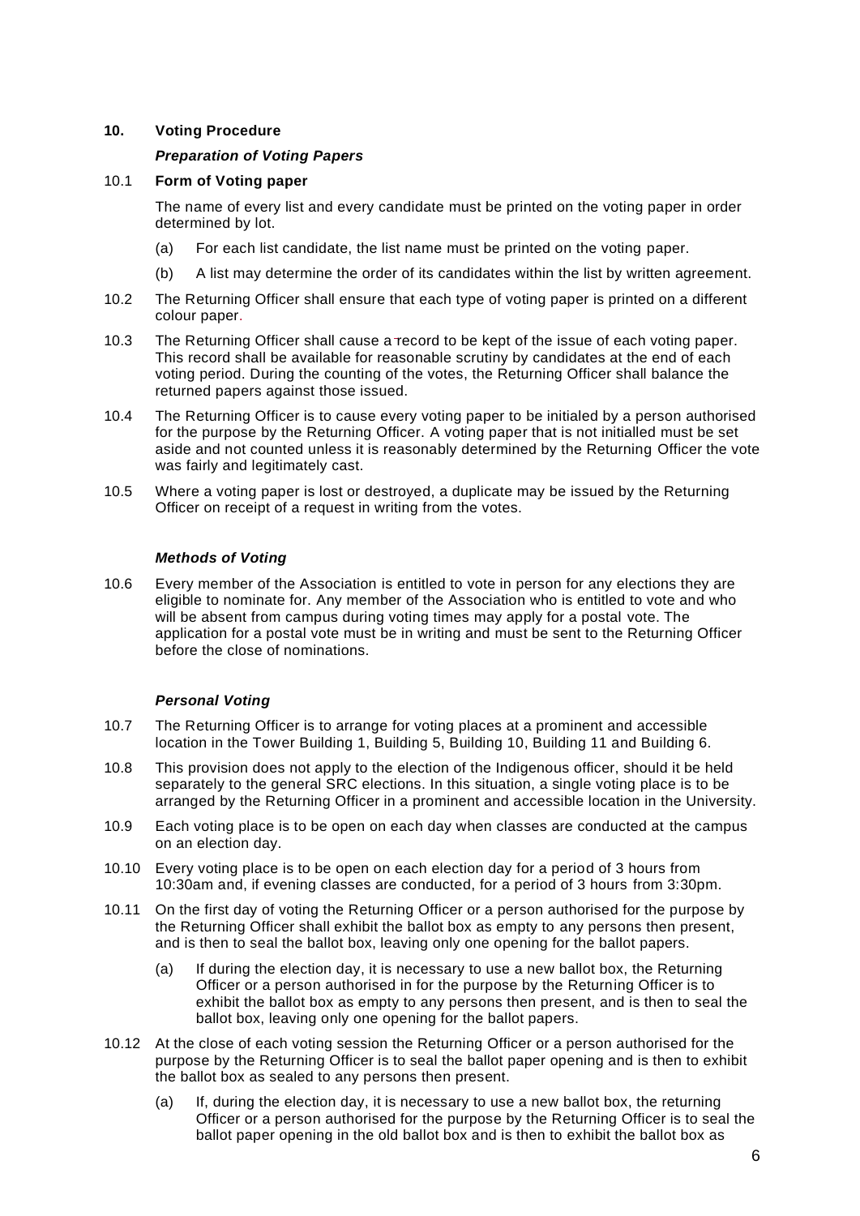**10. Voting Procedure**

***Preparation of Voting Papers***

10.1 **Form of Voting paper**

The name of every list and every candidate must be printed on the voting paper in order determined by lot.

(a) For each list candidate, the list name must be printed on the voting paper.

(b) A list may determine the order of its candidates within the list by written agreement.

10.2 The Returning Officer shall ensure that each type of voting paper is printed on a different colour paper.

10.3 The Returning Officer shall cause a record to be kept of the issue of each voting paper. This record shall be available for reasonable scrutiny by candidates at the end of each voting period. During the counting of the votes, the Returning Officer shall balance the returned papers against those issued.

10.4 The Returning Officer is to cause every voting paper to be initialed by a person authorised for the purpose by the Returning Officer. A voting paper that is not initialled must be set aside and not counted unless it is reasonably determined by the Returning Officer the vote was fairly and legitimately cast.

10.5 Where a voting paper is lost or destroyed, a duplicate may be issued by the Returning Officer on receipt of a request in writing from the votes.

***Methods of Voting***

10.6 Every member of the Association is entitled to vote in person for any elections they are eligible to nominate for. Any member of the Association who is entitled to vote and who will be absent from campus during voting times may apply for a postal vote. The application for a postal vote must be in writing and must be sent to the Returning Officer before the close of nominations.

***Personal Voting***

10.7 The Returning Officer is to arrange for voting places at a prominent and accessible location in the Tower Building 1, Building 5, Building 10, Building 11 and Building 6.

10.8 This provision does not apply to the election of the Indigenous officer, should it be held separately to the general SRC elections. In this situation, a single voting place is to be arranged by the Returning Officer in a prominent and accessible location in the University.

10.9 Each voting place is to be open on each day when classes are conducted at the campus on an election day.

10.10 Every voting place is to be open on each election day for a period of 3 hours from 10:30am and, if evening classes are conducted, for a period of 3 hours from 3:30pm.

10.11 On the first day of voting the Returning Officer or a person authorised for the purpose by the Returning Officer shall exhibit the ballot box as empty to any persons then present, and is then to seal the ballot box, leaving only one opening for the ballot papers.

(a) If during the election day, it is necessary to use a new ballot box, the Returning Officer or a person authorised in for the purpose by the Returning Officer is to exhibit the ballot box as empty to any persons then present, and is then to seal the ballot box, leaving only one opening for the ballot papers.

10.12 At the close of each voting session the Returning Officer or a person authorised for the purpose by the Returning Officer is to seal the ballot paper opening and is then to exhibit the ballot box as sealed to any persons then present.

(a) If, during the election day, it is necessary to use a new ballot box, the returning Officer or a person authorised for the purpose by the Returning Officer is to seal the ballot paper opening in the old ballot box and is then to exhibit the ballot box as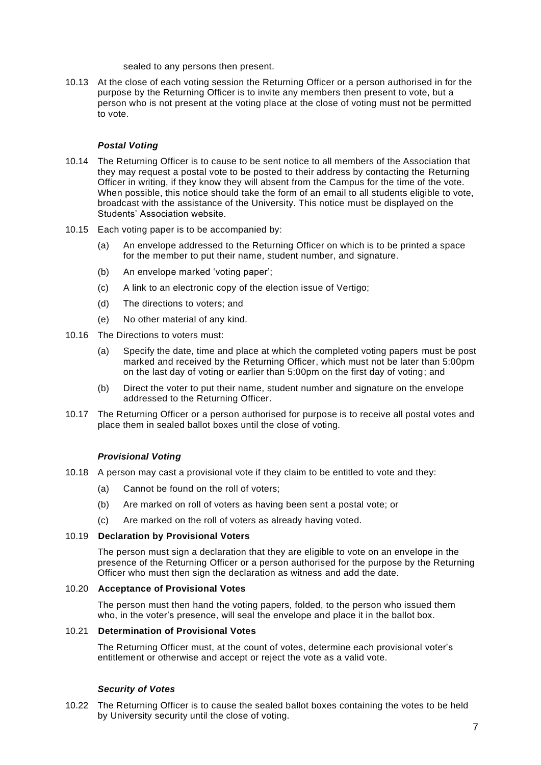sealed to any persons then present.

10.13 At the close of each voting session the Returning Officer or a person authorised in for the purpose by the Returning Officer is to invite any members then present to vote, but a person who is not present at the voting place at the close of voting must not be permitted to vote.

***Postal Voting***

10.14 The Returning Officer is to cause to be sent notice to all members of the Association that they may request a postal vote to be posted to their address by contacting the Returning Officer in writing, if they know they will absent from the Campus for the time of the vote. When possible, this notice should take the form of an email to all students eligible to vote, broadcast with the assistance of the University. This notice must be displayed on the Students' Association website.

10.15 Each voting paper is to be accompanied by:

(a) An envelope addressed to the Returning Officer on which is to be printed a space for the member to put their name, student number, and signature.

(b) An envelope marked 'voting paper';

(c) A link to an electronic copy of the election issue of Vertigo;

(d) The directions to voters; and

(e) No other material of any kind.

10.16 The Directions to voters must:

(a) Specify the date, time and place at which the completed voting papers must be post marked and received by the Returning Officer, which must not be later than 5:00pm on the last day of voting or earlier than 5:00pm on the first day of voting; and

(b) Direct the voter to put their name, student number and signature on the envelope addressed to the Returning Officer.

10.17 The Returning Officer or a person authorised for purpose is to receive all postal votes and place them in sealed ballot boxes until the close of voting.

***Provisional Voting***

10.18 A person may cast a provisional vote if they claim to be entitled to vote and they:

(a) Cannot be found on the roll of voters;

(b) Are marked on roll of voters as having been sent a postal vote; or

(c) Are marked on the roll of voters as already having voted.

10.19 **Declaration by Provisional Voters**

The person must sign a declaration that they are eligible to vote on an envelope in the presence of the Returning Officer or a person authorised for the purpose by the Returning Officer who must then sign the declaration as witness and add the date.

10.20 **Acceptance of Provisional Votes**

The person must then hand the voting papers, folded, to the person who issued them who, in the voter's presence, will seal the envelope and place it in the ballot box.

10.21 **Determination of Provisional Votes**

The Returning Officer must, at the count of votes, determine each provisional voter's entitlement or otherwise and accept or reject the vote as a valid vote.

***Security of Votes***

10.22 The Returning Officer is to cause the sealed ballot boxes containing the votes to be held by University security until the close of voting.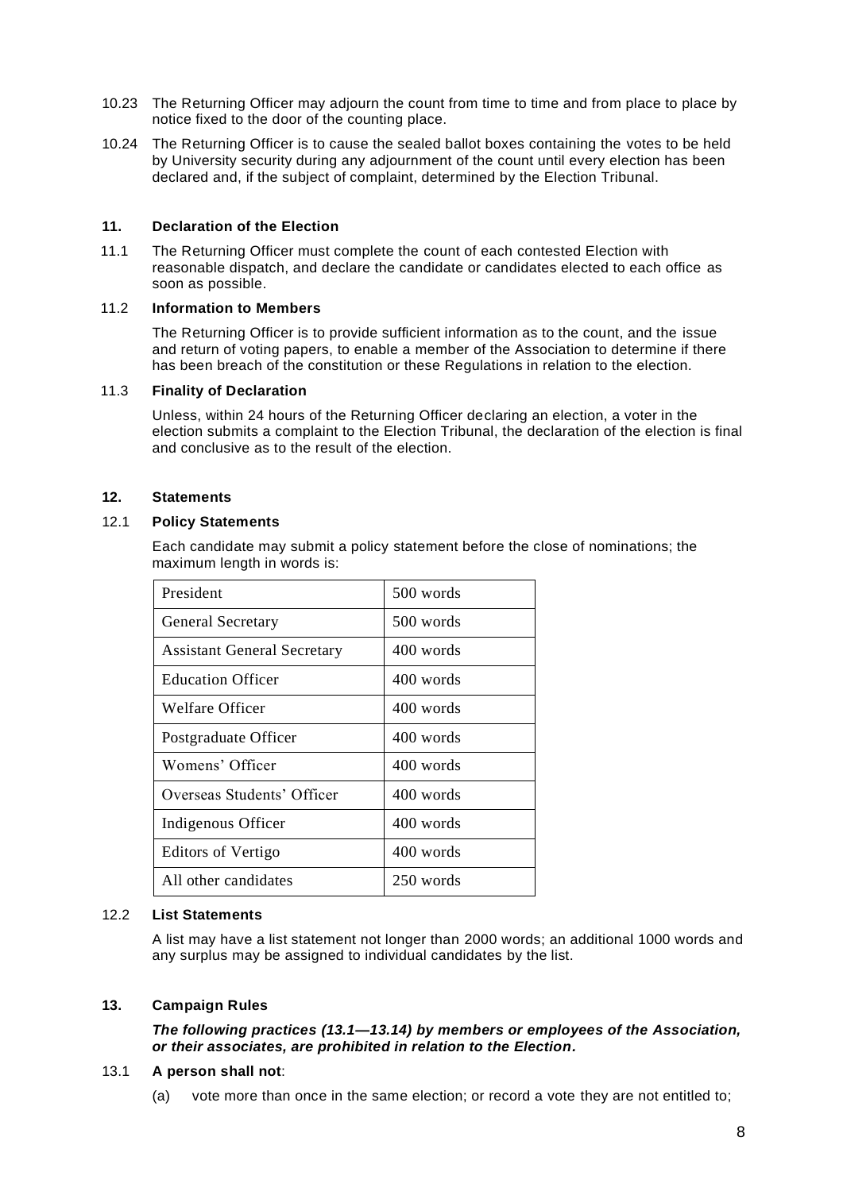10.23 The Returning Officer may adjourn the count from time to time and from place to place by notice fixed to the door of the counting place.

10.24 The Returning Officer is to cause the sealed ballot boxes containing the votes to be held by University security during any adjournment of the count until every election has been declared and, if the subject of complaint, determined by the Election Tribunal.

### 11. Declaration of the Election

11.1 The Returning Officer must complete the count of each contested Election with reasonable dispatch, and declare the candidate or candidates elected to each office as soon as possible.

11.2 **Information to Members**

The Returning Officer is to provide sufficient information as to the count, and the issue and return of voting papers, to enable a member of the Association to determine if there has been breach of the constitution or these Regulations in relation to the election.

11.3 **Finality of Declaration**

Unless, within 24 hours of the Returning Officer declaring an election, a voter in the election submits a complaint to the Election Tribunal, the declaration of the election is final and conclusive as to the result of the election.

### 12. Statements

12.1 **Policy Statements**

Each candidate may submit a policy statement before the close of nominations; the maximum length in words is:

| | |
|---|---|
| President | 500 words |
| General Secretary | 500 words |
| Assistant General Secretary | 400 words |
| Education Officer | 400 words |
| Welfare Officer | 400 words |
| Postgraduate Officer | 400 words |
| Womens' Officer | 400 words |
| Overseas Students' Officer | 400 words |
| Indigenous Officer | 400 words |
| Editors of Vertigo | 400 words |
| All other candidates | 250 words |

12.2 **List Statements**

A list may have a list statement not longer than 2000 words; an additional 1000 words and any surplus may be assigned to individual candidates by the list.

### 13. Campaign Rules

***The following practices (13.1—13.14) by members or employees of the Association, or their associates, are prohibited in relation to the Election.***

13.1 **A person shall not**:

(a) vote more than once in the same election; or record a vote they are not entitled to;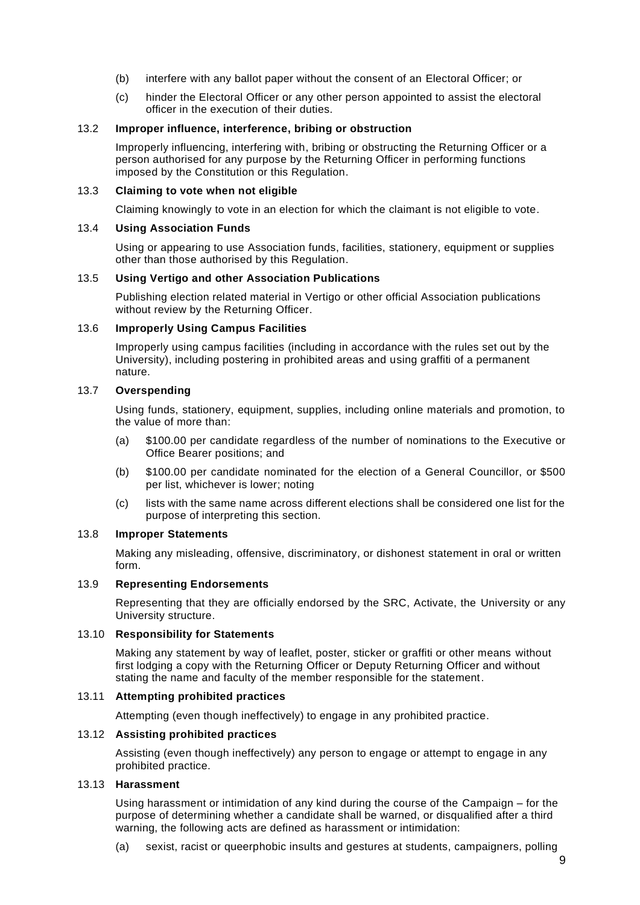(b) interfere with any ballot paper without the consent of an Electoral Officer; or

(c) hinder the Electoral Officer or any other person appointed to assist the electoral officer in the execution of their duties.

### 13.2 Improper influence, interference, bribing or obstruction

Improperly influencing, interfering with, bribing or obstructing the Returning Officer or a person authorised for any purpose by the Returning Officer in performing functions imposed by the Constitution or this Regulation.

### 13.3 Claiming to vote when not eligible

Claiming knowingly to vote in an election for which the claimant is not eligible to vote.

### 13.4 Using Association Funds

Using or appearing to use Association funds, facilities, stationery, equipment or supplies other than those authorised by this Regulation.

### 13.5 Using Vertigo and other Association Publications

Publishing election related material in Vertigo or other official Association publications without review by the Returning Officer.

### 13.6 Improperly Using Campus Facilities

Improperly using campus facilities (including in accordance with the rules set out by the University), including postering in prohibited areas and using graffiti of a permanent nature.

### 13.7 Overspending

Using funds, stationery, equipment, supplies, including online materials and promotion, to the value of more than:

(a) $100.00 per candidate regardless of the number of nominations to the Executive or Office Bearer positions; and

(b) $100.00 per candidate nominated for the election of a General Councillor, or $500 per list, whichever is lower; noting

(c) lists with the same name across different elections shall be considered one list for the purpose of interpreting this section.

### 13.8 Improper Statements

Making any misleading, offensive, discriminatory, or dishonest statement in oral or written form.

### 13.9 Representing Endorsements

Representing that they are officially endorsed by the SRC, Activate, the University or any University structure.

### 13.10 Responsibility for Statements

Making any statement by way of leaflet, poster, sticker or graffiti or other means without first lodging a copy with the Returning Officer or Deputy Returning Officer and without stating the name and faculty of the member responsible for the statement.

### 13.11 Attempting prohibited practices

Attempting (even though ineffectively) to engage in any prohibited practice.

### 13.12 Assisting prohibited practices

Assisting (even though ineffectively) any person to engage or attempt to engage in any prohibited practice.

### 13.13 Harassment

Using harassment or intimidation of any kind during the course of the Campaign – for the purpose of determining whether a candidate shall be warned, or disqualified after a third warning, the following acts are defined as harassment or intimidation:

(a) sexist, racist or queerphobic insults and gestures at students, campaigners, polling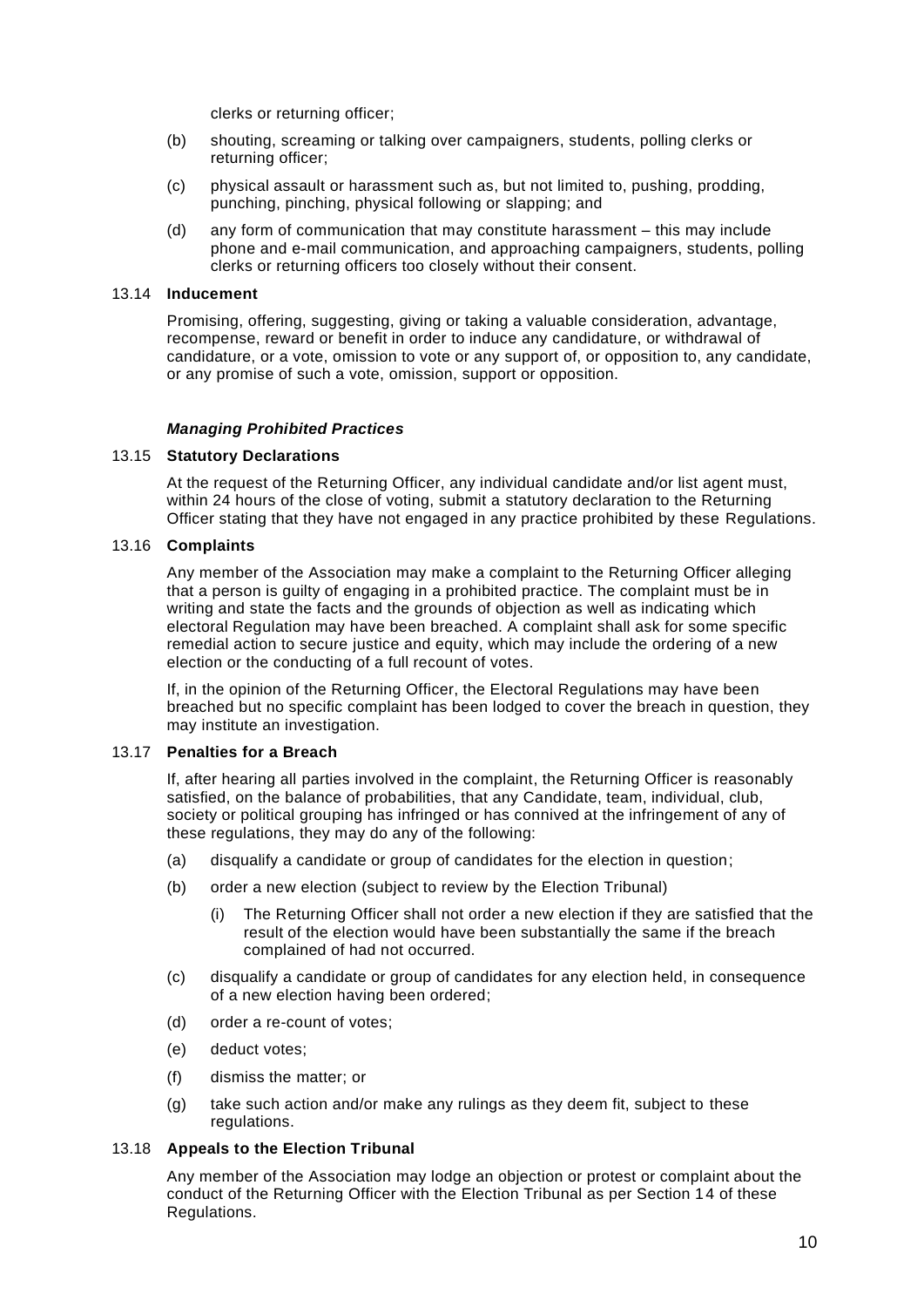clerks or returning officer;

(b) shouting, screaming or talking over campaigners, students, polling clerks or returning officer;

(c) physical assault or harassment such as, but not limited to, pushing, prodding, punching, pinching, physical following or slapping; and

(d) any form of communication that may constitute harassment – this may include phone and e-mail communication, and approaching campaigners, students, polling clerks or returning officers too closely without their consent.

13.14 **Inducement**

Promising, offering, suggesting, giving or taking a valuable consideration, advantage, recompense, reward or benefit in order to induce any candidature, or withdrawal of candidature, or a vote, omission to vote or any support of, or opposition to, any candidate, or any promise of such a vote, omission, support or opposition.

***Managing Prohibited Practices***

13.15 **Statutory Declarations**

At the request of the Returning Officer, any individual candidate and/or list agent must, within 24 hours of the close of voting, submit a statutory declaration to the Returning Officer stating that they have not engaged in any practice prohibited by these Regulations.

13.16 **Complaints**

Any member of the Association may make a complaint to the Returning Officer alleging that a person is guilty of engaging in a prohibited practice. The complaint must be in writing and state the facts and the grounds of objection as well as indicating which electoral Regulation may have been breached. A complaint shall ask for some specific remedial action to secure justice and equity, which may include the ordering of a new election or the conducting of a full recount of votes.

If, in the opinion of the Returning Officer, the Electoral Regulations may have been breached but no specific complaint has been lodged to cover the breach in question, they may institute an investigation.

13.17 **Penalties for a Breach**

If, after hearing all parties involved in the complaint, the Returning Officer is reasonably satisfied, on the balance of probabilities, that any Candidate, team, individual, club, society or political grouping has infringed or has connived at the infringement of any of these regulations, they may do any of the following:

(a) disqualify a candidate or group of candidates for the election in question;

(b) order a new election (subject to review by the Election Tribunal)

  (i) The Returning Officer shall not order a new election if they are satisfied that the result of the election would have been substantially the same if the breach complained of had not occurred.

(c) disqualify a candidate or group of candidates for any election held, in consequence of a new election having been ordered;

(d) order a re-count of votes;

(e) deduct votes;

(f) dismiss the matter; or

(g) take such action and/or make any rulings as they deem fit, subject to these regulations.

13.18 **Appeals to the Election Tribunal**

Any member of the Association may lodge an objection or protest or complaint about the conduct of the Returning Officer with the Election Tribunal as per Section 14 of these Regulations.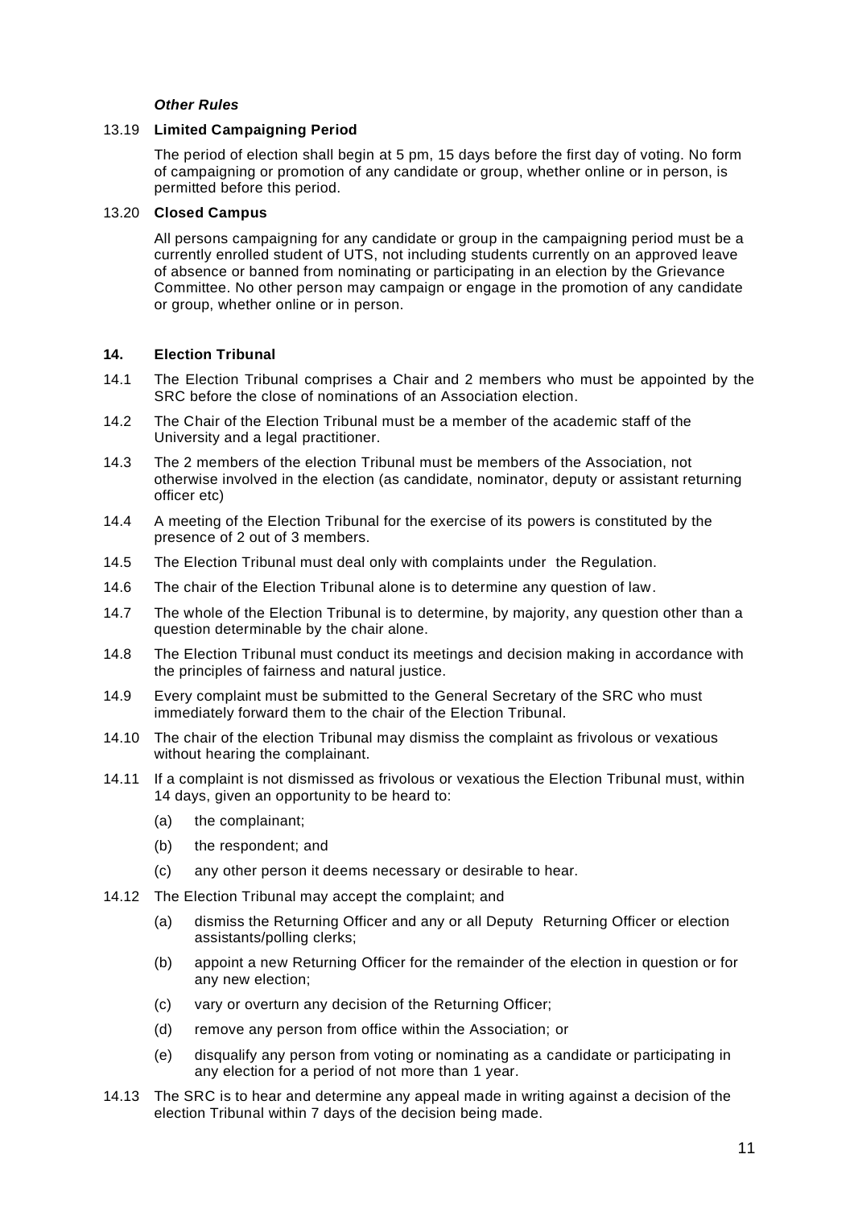***Other Rules***

13.19 **Limited Campaigning Period**

The period of election shall begin at 5 pm, 15 days before the first day of voting. No form of campaigning or promotion of any candidate or group, whether online or in person, is permitted before this period.

13.20 **Closed Campus**

All persons campaigning for any candidate or group in the campaigning period must be a currently enrolled student of UTS, not including students currently on an approved leave of absence or banned from nominating or participating in an election by the Grievance Committee. No other person may campaign or engage in the promotion of any candidate or group, whether online or in person.

## 14. Election Tribunal

14.1 The Election Tribunal comprises a Chair and 2 members who must be appointed by the SRC before the close of nominations of an Association election.

14.2 The Chair of the Election Tribunal must be a member of the academic staff of the University and a legal practitioner.

14.3 The 2 members of the election Tribunal must be members of the Association, not otherwise involved in the election (as candidate, nominator, deputy or assistant returning officer etc)

14.4 A meeting of the Election Tribunal for the exercise of its powers is constituted by the presence of 2 out of 3 members.

14.5 The Election Tribunal must deal only with complaints under the Regulation.

14.6 The chair of the Election Tribunal alone is to determine any question of law.

14.7 The whole of the Election Tribunal is to determine, by majority, any question other than a question determinable by the chair alone.

14.8 The Election Tribunal must conduct its meetings and decision making in accordance with the principles of fairness and natural justice.

14.9 Every complaint must be submitted to the General Secretary of the SRC who must immediately forward them to the chair of the Election Tribunal.

14.10 The chair of the election Tribunal may dismiss the complaint as frivolous or vexatious without hearing the complainant.

14.11 If a complaint is not dismissed as frivolous or vexatious the Election Tribunal must, within 14 days, given an opportunity to be heard to:

(a) the complainant;

(b) the respondent; and

(c) any other person it deems necessary or desirable to hear.

14.12 The Election Tribunal may accept the complaint; and

(a) dismiss the Returning Officer and any or all Deputy Returning Officer or election assistants/polling clerks;

(b) appoint a new Returning Officer for the remainder of the election in question or for any new election;

(c) vary or overturn any decision of the Returning Officer;

(d) remove any person from office within the Association; or

(e) disqualify any person from voting or nominating as a candidate or participating in any election for a period of not more than 1 year.

14.13 The SRC is to hear and determine any appeal made in writing against a decision of the election Tribunal within 7 days of the decision being made.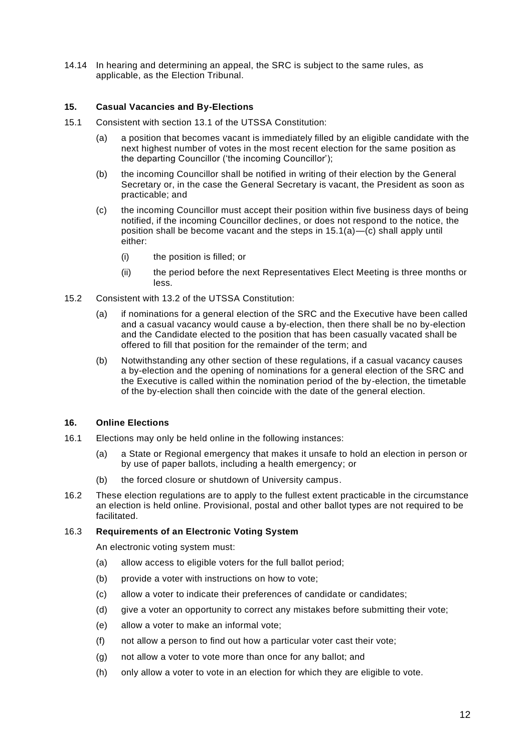14.14 In hearing and determining an appeal, the SRC is subject to the same rules, as applicable, as the Election Tribunal.

### 15. Casual Vacancies and By-Elections

15.1 Consistent with section 13.1 of the UTSSA Constitution:

(a) a position that becomes vacant is immediately filled by an eligible candidate with the next highest number of votes in the most recent election for the same position as the departing Councillor ('the incoming Councillor');

(b) the incoming Councillor shall be notified in writing of their election by the General Secretary or, in the case the General Secretary is vacant, the President as soon as practicable; and

(c) the incoming Councillor must accept their position within five business days of being notified, if the incoming Councillor declines, or does not respond to the notice, the position shall be become vacant and the steps in 15.1(a)—(c) shall apply until either:

(i) the position is filled; or

(ii) the period before the next Representatives Elect Meeting is three months or less.

15.2 Consistent with 13.2 of the UTSSA Constitution:

(a) if nominations for a general election of the SRC and the Executive have been called and a casual vacancy would cause a by-election, then there shall be no by-election and the Candidate elected to the position that has been casually vacated shall be offered to fill that position for the remainder of the term; and

(b) Notwithstanding any other section of these regulations, if a casual vacancy causes a by-election and the opening of nominations for a general election of the SRC and the Executive is called within the nomination period of the by-election, the timetable of the by-election shall then coincide with the date of the general election.

### 16. Online Elections

16.1 Elections may only be held online in the following instances:

(a) a State or Regional emergency that makes it unsafe to hold an election in person or by use of paper ballots, including a health emergency; or

(b) the forced closure or shutdown of University campus.

16.2 These election regulations are to apply to the fullest extent practicable in the circumstance an election is held online. Provisional, postal and other ballot types are not required to be facilitated.

16.3 **Requirements of an Electronic Voting System**

An electronic voting system must:

(a) allow access to eligible voters for the full ballot period;

(b) provide a voter with instructions on how to vote;

(c) allow a voter to indicate their preferences of candidate or candidates;

(d) give a voter an opportunity to correct any mistakes before submitting their vote;

(e) allow a voter to make an informal vote;

(f) not allow a person to find out how a particular voter cast their vote;

(g) not allow a voter to vote more than once for any ballot; and

(h) only allow a voter to vote in an election for which they are eligible to vote.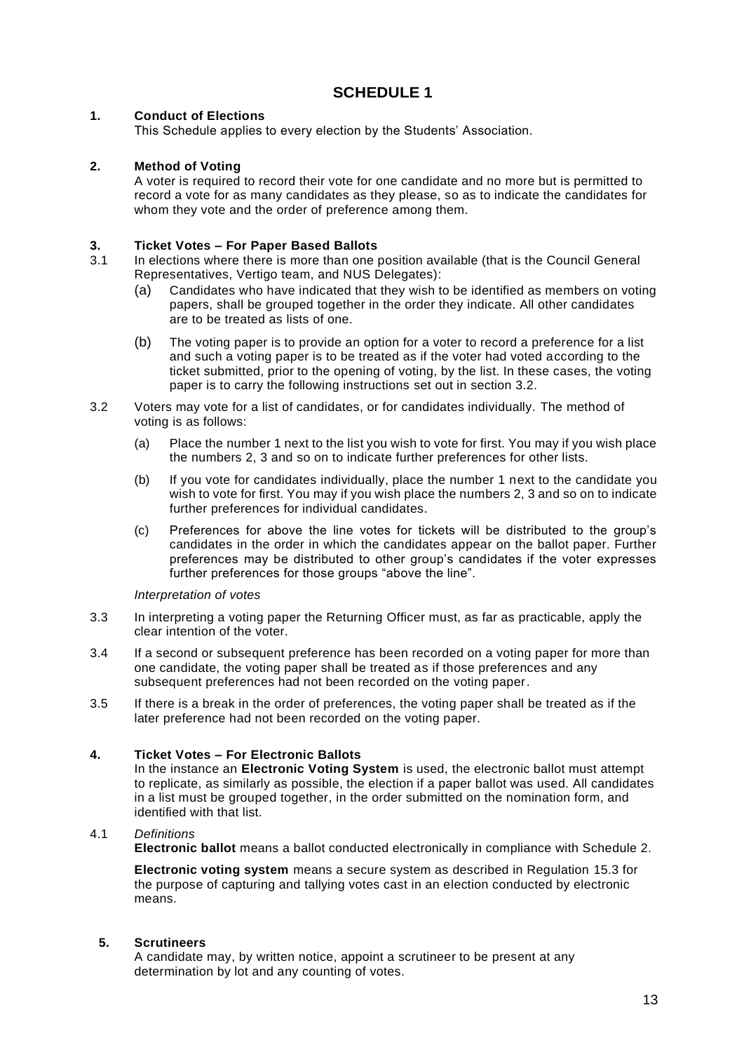# SCHEDULE 1

## 1. Conduct of Elections

This Schedule applies to every election by the Students' Association.

## 2. Method of Voting

A voter is required to record their vote for one candidate and no more but is permitted to record a vote for as many candidates as they please, so as to indicate the candidates for whom they vote and the order of preference among them.

## 3. Ticket Votes – For Paper Based Ballots

3.1 In elections where there is more than one position available (that is the Council General Representatives, Vertigo team, and NUS Delegates):

(a) Candidates who have indicated that they wish to be identified as members on voting papers, shall be grouped together in the order they indicate. All other candidates are to be treated as lists of one.

(b) The voting paper is to provide an option for a voter to record a preference for a list and such a voting paper is to be treated as if the voter had voted according to the ticket submitted, prior to the opening of voting, by the list. In these cases, the voting paper is to carry the following instructions set out in section 3.2.

3.2 Voters may vote for a list of candidates, or for candidates individually. The method of voting is as follows:

(a) Place the number 1 next to the list you wish to vote for first. You may if you wish place the numbers 2, 3 and so on to indicate further preferences for other lists.

(b) If you vote for candidates individually, place the number 1 next to the candidate you wish to vote for first. You may if you wish place the numbers 2, 3 and so on to indicate further preferences for individual candidates.

(c) Preferences for above the line votes for tickets will be distributed to the group's candidates in the order in which the candidates appear on the ballot paper. Further preferences may be distributed to other group's candidates if the voter expresses further preferences for those groups "above the line".

*Interpretation of votes*

3.3 In interpreting a voting paper the Returning Officer must, as far as practicable, apply the clear intention of the voter.

3.4 If a second or subsequent preference has been recorded on a voting paper for more than one candidate, the voting paper shall be treated as if those preferences and any subsequent preferences had not been recorded on the voting paper.

3.5 If there is a break in the order of preferences, the voting paper shall be treated as if the later preference had not been recorded on the voting paper.

## 4. Ticket Votes – For Electronic Ballots

In the instance an **Electronic Voting System** is used, the electronic ballot must attempt to replicate, as similarly as possible, the election if a paper ballot was used. All candidates in a list must be grouped together, in the order submitted on the nomination form, and identified with that list.

4.1 *Definitions*

**Electronic ballot** means a ballot conducted electronically in compliance with Schedule 2.

**Electronic voting system** means a secure system as described in Regulation 15.3 for the purpose of capturing and tallying votes cast in an election conducted by electronic means.

## 5. Scrutineers

A candidate may, by written notice, appoint a scrutineer to be present at any determination by lot and any counting of votes.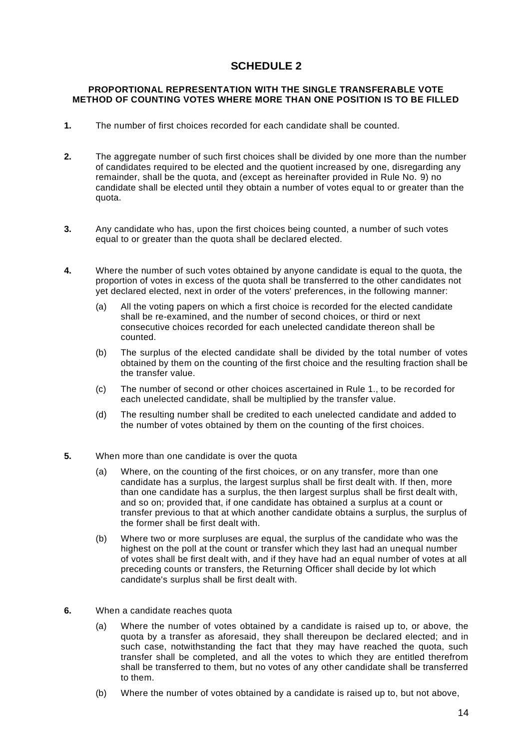# SCHEDULE 2

**PROPORTIONAL REPRESENTATION WITH THE SINGLE TRANSFERABLE VOTE METHOD OF COUNTING VOTES WHERE MORE THAN ONE POSITION IS TO BE FILLED**

**1.** The number of first choices recorded for each candidate shall be counted.

**2.** The aggregate number of such first choices shall be divided by one more than the number of candidates required to be elected and the quotient increased by one, disregarding any remainder, shall be the quota, and (except as hereinafter provided in Rule No. 9) no candidate shall be elected until they obtain a number of votes equal to or greater than the quota.

**3.** Any candidate who has, upon the first choices being counted, a number of such votes equal to or greater than the quota shall be declared elected.

**4.** Where the number of such votes obtained by anyone candidate is equal to the quota, the proportion of votes in excess of the quota shall be transferred to the other candidates not yet declared elected, next in order of the voters' preferences, in the following manner:

(a) All the voting papers on which a first choice is recorded for the elected candidate shall be re-examined, and the number of second choices, or third or next consecutive choices recorded for each unelected candidate thereon shall be counted.

(b) The surplus of the elected candidate shall be divided by the total number of votes obtained by them on the counting of the first choice and the resulting fraction shall be the transfer value.

(c) The number of second or other choices ascertained in Rule 1., to be recorded for each unelected candidate, shall be multiplied by the transfer value.

(d) The resulting number shall be credited to each unelected candidate and added to the number of votes obtained by them on the counting of the first choices.

**5.** When more than one candidate is over the quota

(a) Where, on the counting of the first choices, or on any transfer, more than one candidate has a surplus, the largest surplus shall be first dealt with. If then, more than one candidate has a surplus, the then largest surplus shall be first dealt with, and so on; provided that, if one candidate has obtained a surplus at a count or transfer previous to that at which another candidate obtains a surplus, the surplus of the former shall be first dealt with.

(b) Where two or more surpluses are equal, the surplus of the candidate who was the highest on the poll at the count or transfer which they last had an unequal number of votes shall be first dealt with, and if they have had an equal number of votes at all preceding counts or transfers, the Returning Officer shall decide by lot which candidate's surplus shall be first dealt with.

**6.** When a candidate reaches quota

(a) Where the number of votes obtained by a candidate is raised up to, or above, the quota by a transfer as aforesaid, they shall thereupon be declared elected; and in such case, notwithstanding the fact that they may have reached the quota, such transfer shall be completed, and all the votes to which they are entitled therefrom shall be transferred to them, but no votes of any other candidate shall be transferred to them.

(b) Where the number of votes obtained by a candidate is raised up to, but not above,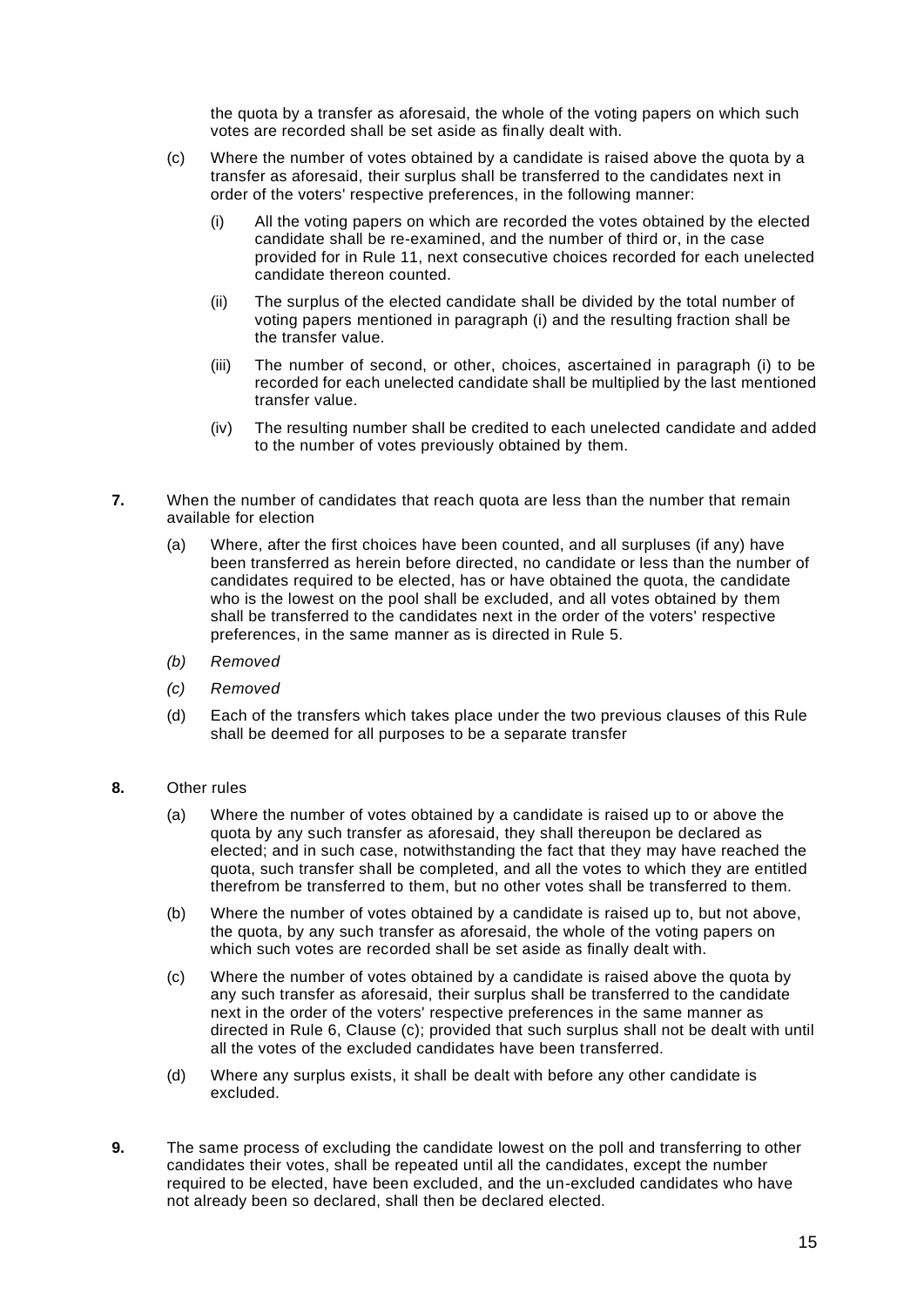the quota by a transfer as aforesaid, the whole of the voting papers on which such votes are recorded shall be set aside as finally dealt with.

(c) Where the number of votes obtained by a candidate is raised above the quota by a transfer as aforesaid, their surplus shall be transferred to the candidates next in order of the voters' respective preferences, in the following manner:

(i) All the voting papers on which are recorded the votes obtained by the elected candidate shall be re-examined, and the number of third or, in the case provided for in Rule 11, next consecutive choices recorded for each unelected candidate thereon counted.

(ii) The surplus of the elected candidate shall be divided by the total number of voting papers mentioned in paragraph (i) and the resulting fraction shall be the transfer value.

(iii) The number of second, or other, choices, ascertained in paragraph (i) to be recorded for each unelected candidate shall be multiplied by the last mentioned transfer value.

(iv) The resulting number shall be credited to each unelected candidate and added to the number of votes previously obtained by them.

**7.** When the number of candidates that reach quota are less than the number that remain available for election

(a) Where, after the first choices have been counted, and all surpluses (if any) have been transferred as herein before directed, no candidate or less than the number of candidates required to be elected, has or have obtained the quota, the candidate who is the lowest on the pool shall be excluded, and all votes obtained by them shall be transferred to the candidates next in the order of the voters' respective preferences, in the same manner as is directed in Rule 5.

*(b) Removed*

*(c) Removed*

(d) Each of the transfers which takes place under the two previous clauses of this Rule shall be deemed for all purposes to be a separate transfer

**8.** Other rules

(a) Where the number of votes obtained by a candidate is raised up to or above the quota by any such transfer as aforesaid, they shall thereupon be declared as elected; and in such case, notwithstanding the fact that they may have reached the quota, such transfer shall be completed, and all the votes to which they are entitled therefrom be transferred to them, but no other votes shall be transferred to them.

(b) Where the number of votes obtained by a candidate is raised up to, but not above, the quota, by any such transfer as aforesaid, the whole of the voting papers on which such votes are recorded shall be set aside as finally dealt with.

(c) Where the number of votes obtained by a candidate is raised above the quota by any such transfer as aforesaid, their surplus shall be transferred to the candidate next in the order of the voters' respective preferences in the same manner as directed in Rule 6, Clause (c); provided that such surplus shall not be dealt with until all the votes of the excluded candidates have been transferred.

(d) Where any surplus exists, it shall be dealt with before any other candidate is excluded.

**9.** The same process of excluding the candidate lowest on the poll and transferring to other candidates their votes, shall be repeated until all the candidates, except the number required to be elected, have been excluded, and the un-excluded candidates who have not already been so declared, shall then be declared elected.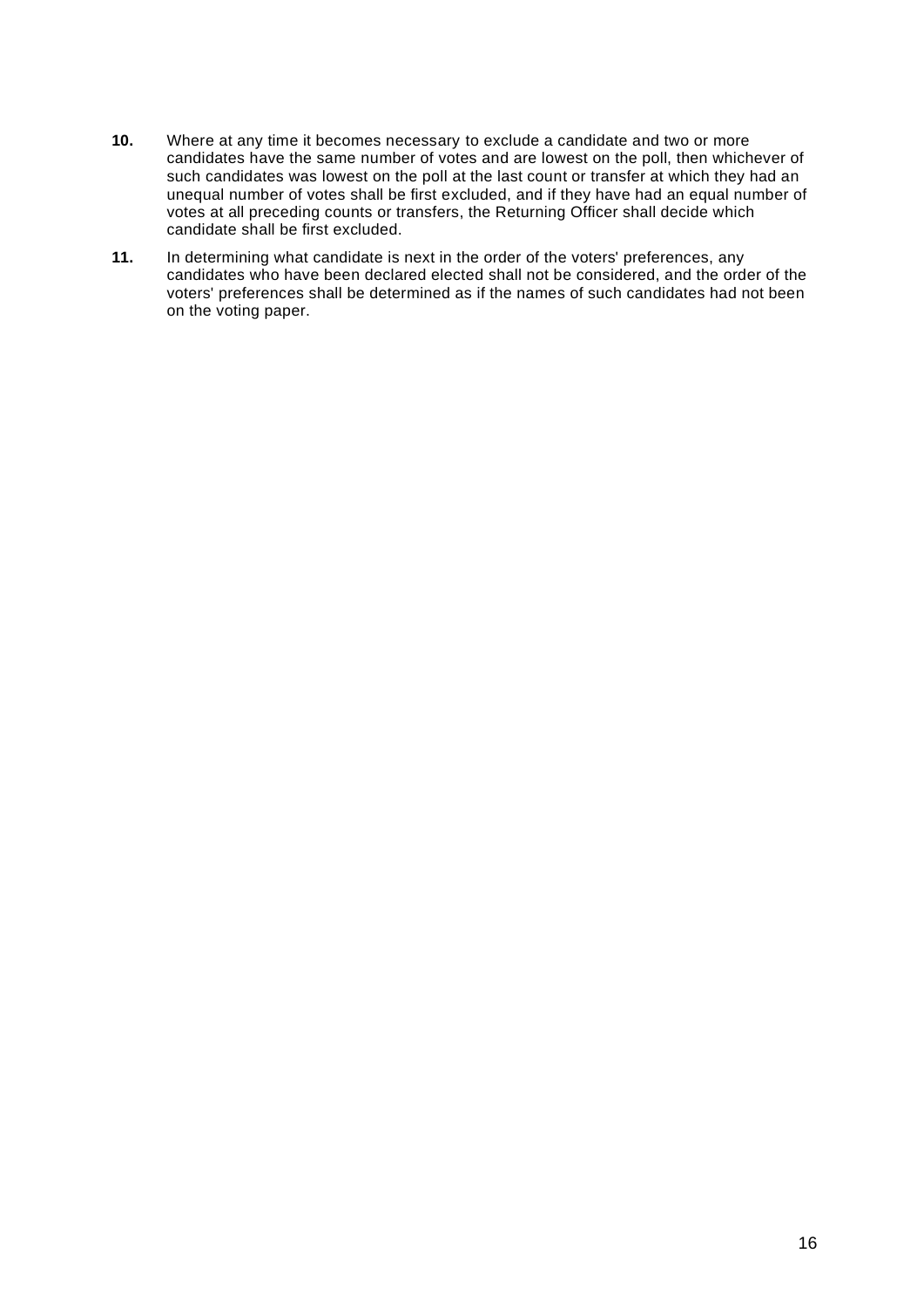**10.** Where at any time it becomes necessary to exclude a candidate and two or more candidates have the same number of votes and are lowest on the poll, then whichever of such candidates was lowest on the poll at the last count or transfer at which they had an unequal number of votes shall be first excluded, and if they have had an equal number of votes at all preceding counts or transfers, the Returning Officer shall decide which candidate shall be first excluded.

**11.** In determining what candidate is next in the order of the voters' preferences, any candidates who have been declared elected shall not be considered, and the order of the voters' preferences shall be determined as if the names of such candidates had not been on the voting paper.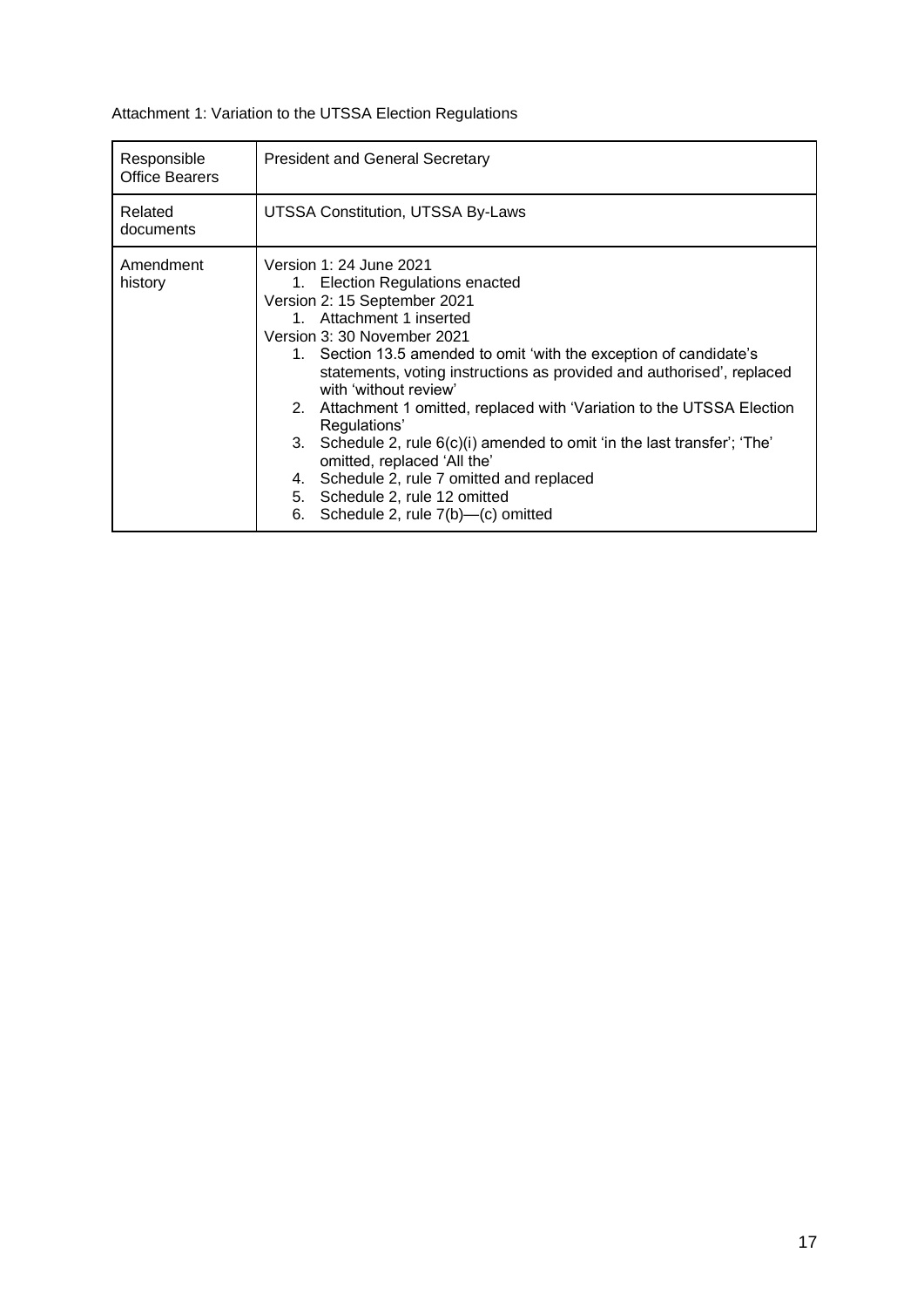Attachment 1: Variation to the UTSSA Election Regulations

| | |
|---|---|
| Responsible Office Bearers | President and General Secretary |
| Related documents | UTSSA Constitution, UTSSA By-Laws |
| Amendment history | Version 1: 24 June 2021<br>1. Election Regulations enacted<br>Version 2: 15 September 2021<br>1. Attachment 1 inserted<br>Version 3: 30 November 2021<br>1. Section 13.5 amended to omit 'with the exception of candidate's statements, voting instructions as provided and authorised', replaced with 'without review'<br>2. Attachment 1 omitted, replaced with 'Variation to the UTSSA Election Regulations'<br>3. Schedule 2, rule 6(c)(i) amended to omit 'in the last transfer'; 'The' omitted, replaced 'All the'<br>4. Schedule 2, rule 7 omitted and replaced<br>5. Schedule 2, rule 12 omitted<br>6. Schedule 2, rule 7(b)—(c) omitted |